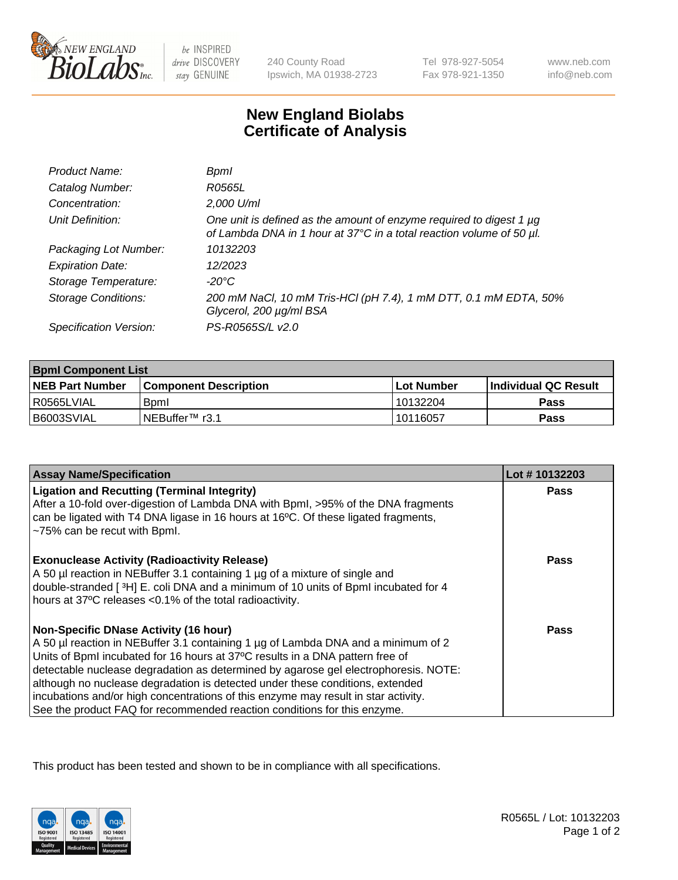# New England Biolabs
# Certificate of Analysis

| | |
|---|---|
| *Product Name:* | *BpmI* |
| *Catalog Number:* | *R0565L* |
| *Concentration:* | *2,000 U/ml* |
| *Unit Definition:* | *One unit is defined as the amount of enzyme required to digest 1 µg of Lambda DNA in 1 hour at 37°C in a total reaction volume of 50 µl.* |
| *Packaging Lot Number:* | *10132203* |
| *Expiration Date:* | *12/2023* |
| *Storage Temperature:* | *-20°C* |
| *Storage Conditions:* | *200 mM NaCl, 10 mM Tris-HCl (pH 7.4), 1 mM DTT, 0.1 mM EDTA, 50% Glycerol, 200 µg/ml BSA* |
| *Specification Version:* | *PS-R0565S/L v2.0* |

| **BpmI Component List** | | | |
|---|---|---|---|
| **NEB Part Number** | **Component Description** | **Lot Number** | **Individual QC Result** |
| R0565LVIAL | BpmI | 10132204 | **Pass** |
| B6003SVIAL | NEBuffer™ r3.1 | 10116057 | **Pass** |

| **Assay Name/Specification** | **Lot # 10132203** |
|---|---|
| **Ligation and Recutting (Terminal Integrity)**<br>After a 10-fold over-digestion of Lambda DNA with BpmI, >95% of the DNA fragments can be ligated with T4 DNA ligase in 16 hours at 16ºC. Of these ligated fragments, ~75% can be recut with BpmI. | **Pass** |
| **Exonuclease Activity (Radioactivity Release)**<br>A 50 µl reaction in NEBuffer 3.1 containing 1 µg of a mixture of single and double-stranded [ $^{3}$H] E. coli DNA and a minimum of 10 units of BpmI incubated for 4 hours at 37ºC releases <0.1% of the total radioactivity. | **Pass** |
| **Non-Specific DNase Activity (16 hour)**<br>A 50 µl reaction in NEBuffer 3.1 containing 1 µg of Lambda DNA and a minimum of 2 Units of BpmI incubated for 16 hours at 37ºC results in a DNA pattern free of detectable nuclease degradation as determined by agarose gel electrophoresis. NOTE: although no nuclease degradation is detected under these conditions, extended incubations and/or high concentrations of this enzyme may result in star activity. See the product FAQ for recommended reaction conditions for this enzyme. | **Pass** |

This product has been tested and shown to be in compliance with all specifications.

R0565L / Lot: 10132203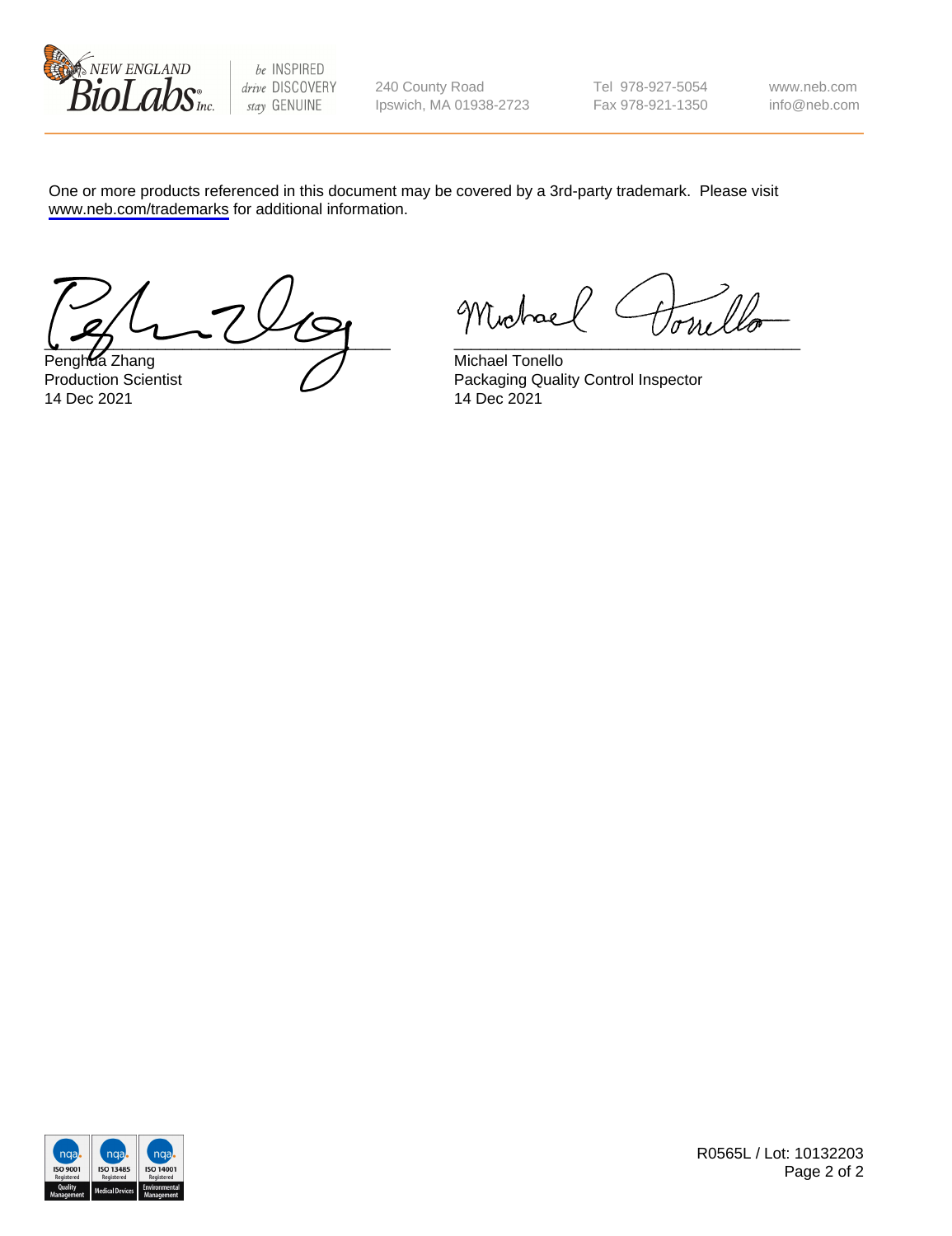One or more products referenced in this document may be covered by a 3rd-party trademark. Please visit www.neb.com/trademarks for additional information.

Penghua Zhang
Production Scientist
14 Dec 2021

Michael Tonello
Packaging Quality Control Inspector
14 Dec 2021

R0565L / Lot: 10132203